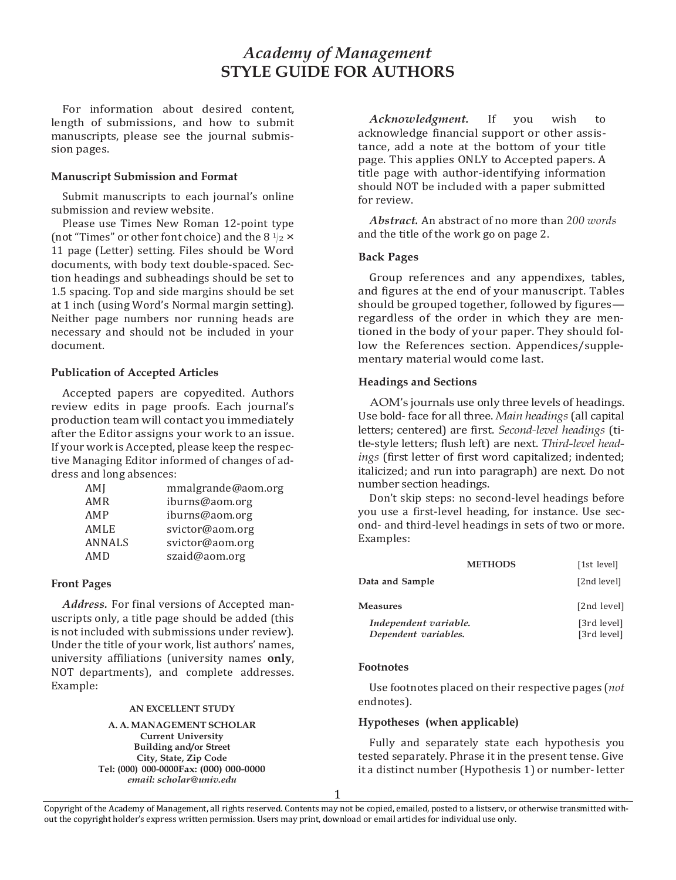# *Academy of Management* STYLE GUIDE FOR AUTHORS

For information about desired content, length of submissions, and how to submit manuscripts, please see the journal submission pages.

## Manuscript Submission and Format

Submit manuscripts to each journal's online submission and review website.

Please use Times New Roman 12-point type (not "Times" or other font choice) and the 8 ½ × 11 page (Letter) setting. Files should be Word documents, with body text double-spaced. Section headings and subheadings should be set to 1.5 spacing. Top and side margins should be set at 1 inch (using Word's Normal margin setting). Neither page numbers nor running heads are necessary and should not be included in your document.

## Publication of Accepted Articles

Accepted papers are copyedited. Authors review edits in page proofs. Each journal's production team will contact you immediately after the Editor assigns your work to an issue. If your work is Accepted, please keep the respective Managing Editor informed of changes of address and long absences:

| | |
|---|---|
| AMJ | mmalgrande@aom.org |
| AMR | iburns@aom.org |
| AMP | iburns@aom.org |
| AMLE | svictor@aom.org |
| ANNALS | svictor@aom.org |
| AMD | szaid@aom.org |

## Front Pages

***Address.*** For final versions of Accepted manuscripts only, a title page should be added (this is not included with submissions under review). Under the title of your work, list authors' names, university affiliations (university names **only**, NOT departments), and complete addresses. Example:

**AN EXCELLENT STUDY**

**A. A. MANAGEMENT SCHOLAR**
**Current University**
**Building and/or Street**
**City, State, Zip Code**
**Tel: (000) 000-0000Fax: (000) 000-0000**
***email: scholar@univ.edu***

***Acknowledgment.*** If you wish to acknowledge financial support or other assistance, add a note at the bottom of your title page. This applies ONLY to Accepted papers. A title page with author-identifying information should NOT be included with a paper submitted for review.

***Abstract.*** An abstract of no more than *200 words* and the title of the work go on page 2.

## Back Pages

Group references and any appendixes, tables, and figures at the end of your manuscript. Tables should be grouped together, followed by figures—regardless of the order in which they are mentioned in the body of your paper. They should follow the References section. Appendices/supplementary material would come last.

## Headings and Sections

AOM's journals use only three levels of headings. Use bold- face for all three. *Main headings* (all capital letters; centered) are first. *Second-level headings* (title-style letters; flush left) are next. *Third-level headings* (first letter of first word capitalized; indented; italicized; and run into paragraph) are next. Do not number section headings.

Don't skip steps: no second-level headings before you use a first-level heading, for instance. Use second- and third-level headings in sets of two or more. Examples:

| | |
|---|---|
| **METHODS** | [1st level] |
| **Data and Sample** | [2nd level] |
| **Measures** | [2nd level] |
| ***Independent variable.*** | [3rd level] |
| ***Dependent variables.*** | [3rd level] |

## Footnotes

Use footnotes placed on their respective pages (*not* endnotes).

## Hypotheses (when applicable)

Fully and separately state each hypothesis you tested separately. Phrase it in the present tense. Give it a distinct number (Hypothesis 1) or number- letter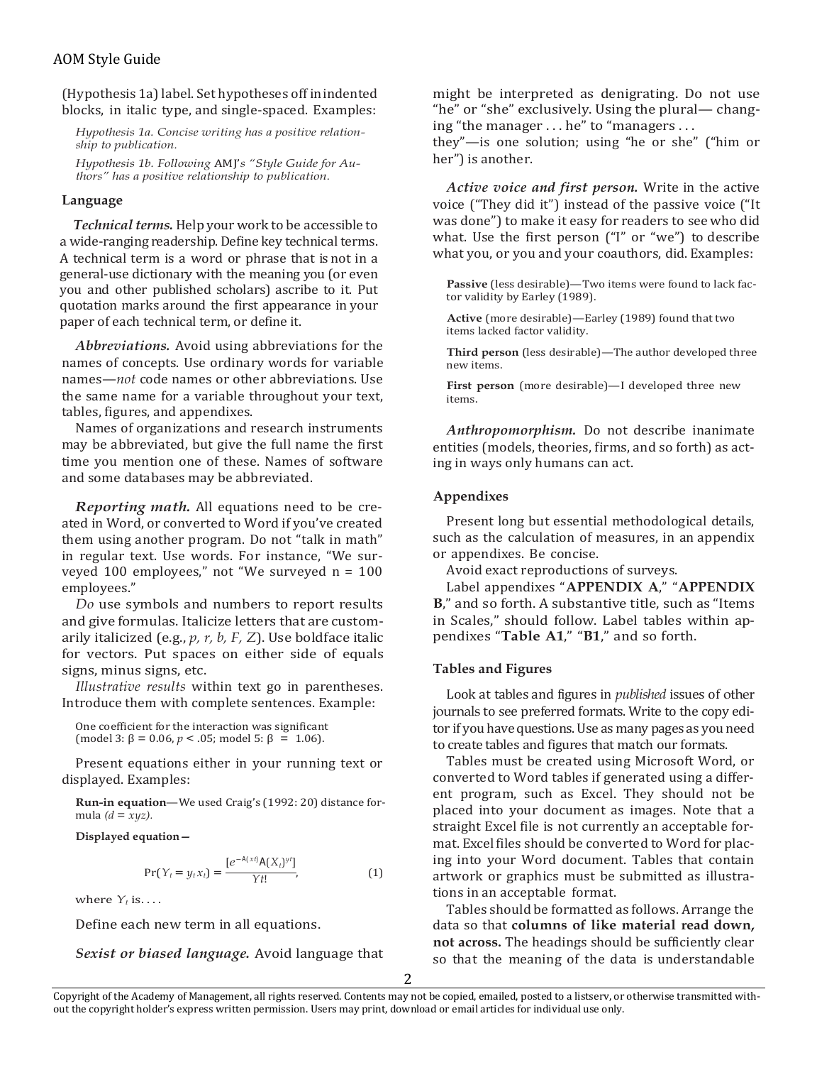(Hypothesis 1a) label. Set hypotheses off in indented blocks, in italic type, and single-spaced. Examples:

> *Hypothesis 1a. Concise writing has a positive relationship to publication.*
>
> *Hypothesis 1b. Following* AMJ*'s "Style Guide for Authors" has a positive relationship to publication.*

## Language

***Technical terms.*** Help your work to be accessible to a wide-ranging readership. Define key technical terms. A technical term is a word or phrase that is not in a general-use dictionary with the meaning you (or even you and other published scholars) ascribe to it. Put quotation marks around the first appearance in your paper of each technical term, or define it.

***Abbreviations.*** Avoid using abbreviations for the names of concepts. Use ordinary words for variable names—*not* code names or other abbreviations. Use the same name for a variable throughout your text, tables, figures, and appendixes.

Names of organizations and research instruments may be abbreviated, but give the full name the first time you mention one of these. Names of software and some databases may be abbreviated.

***Reporting math.*** All equations need to be created in Word, or converted to Word if you've created them using another program. Do not "talk in math" in regular text. Use words. For instance, "We surveyed 100 employees," not "We surveyed n = 100 employees."

*Do* use symbols and numbers to report results and give formulas. Italicize letters that are customarily italicized (e.g., *p, r, b, F, Z*). Use boldface italic for vectors. Put spaces on either side of equals signs, minus signs, etc.

*Illustrative results* within text go in parentheses. Introduce them with complete sentences. Example:

> One coefficient for the interaction was significant (model 3: $\beta = 0.06$, $p < .05$; model 5: $\beta = 1.06$).

Present equations either in your running text or displayed. Examples:

**Run-in equation**—We used Craig's (1992: 20) distance formula $(d = xyz)$.

**Displayed equation—**

$$\Pr(Y_t = y_t x_t) = \frac{[e^{-\mathsf{A}(xt)}\mathsf{A}(X_t)^{yt}]}{Yt!}, \qquad (1)$$

where $Y_t$ is. . . .

Define each new term in all equations.

***Sexist or biased language.*** Avoid language that might be interpreted as denigrating. Do not use "he" or "she" exclusively. Using the plural— changing "the manager . . . he" to "managers . . . they"—is one solution; using "he or she" ("him or her") is another.

***Active voice and first person.*** Write in the active voice ("They did it") instead of the passive voice ("It was done") to make it easy for readers to see who did what. Use the first person ("I" or "we") to describe what you, or you and your coauthors, did. Examples:

> **Passive** (less desirable)—Two items were found to lack factor validity by Earley (1989).
>
> **Active** (more desirable)—Earley (1989) found that two items lacked factor validity.
>
> **Third person** (less desirable)—The author developed three new items.
>
> **First person** (more desirable)—I developed three new items.

***Anthropomorphism.*** Do not describe inanimate entities (models, theories, firms, and so forth) as acting in ways only humans can act.

## Appendixes

Present long but essential methodological details, such as the calculation of measures, in an appendix or appendixes. Be concise.

Avoid exact reproductions of surveys.

Label appendixes "**APPENDIX A**," "**APPENDIX B**," and so forth. A substantive title, such as "Items in Scales," should follow. Label tables within appendixes "**Table A1**," "**B1**," and so forth.

## Tables and Figures

Look at tables and figures in *published* issues of other journals to see preferred formats. Write to the copy editor if you have questions. Use as many pages as you need to create tables and figures that match our formats.

Tables must be created using Microsoft Word, or converted to Word tables if generated using a different program, such as Excel. They should not be placed into your document as images. Note that a straight Excel file is not currently an acceptable format. Excel files should be converted to Word for placing into your Word document. Tables that contain artwork or graphics must be submitted as illustrations in an acceptable format.

Tables should be formatted as follows. Arrange the data so that **columns of like material read down, not across.** The headings should be sufficiently clear so that the meaning of the data is understandable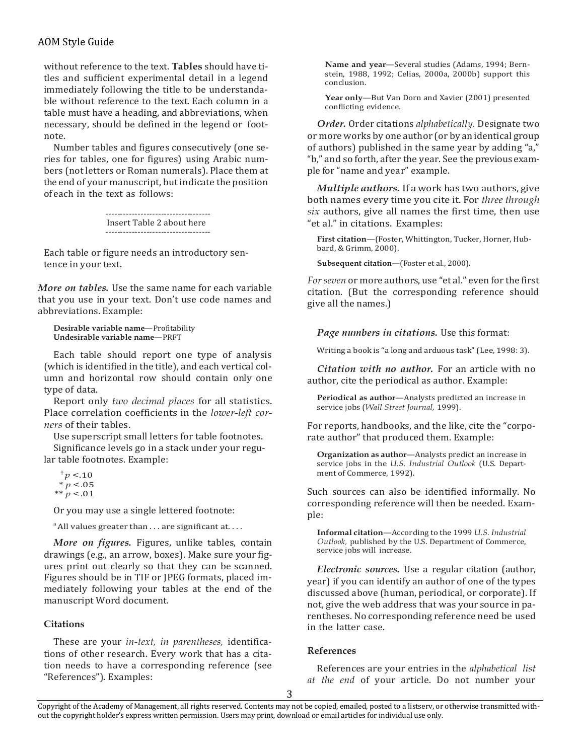without reference to the text. **Tables** should have titles and sufficient experimental detail in a legend immediately following the title to be understandable without reference to the text. Each column in a table must have a heading, and abbreviations, when necessary, should be defined in the legend or footnote.

Number tables and figures consecutively (one series for tables, one for figures) using Arabic numbers (not letters or Roman numerals). Place them at the end of your manuscript, but indicate the position of each in the text as follows:

------------------------------------
Insert Table 2 about here
------------------------------------

Each table or figure needs an introductory sentence in your text.

***More on tables.*** Use the same name for each variable that you use in your text. Don't use code names and abbreviations. Example:

> **Desirable variable name**—Profitability
> **Undesirable variable name**—PRFT

Each table should report one type of analysis (which is identified in the title), and each vertical column and horizontal row should contain only one type of data.

Report only *two decimal places* for all statistics. Place correlation coefficients in the *lower-left corners* of their tables.

Use superscript small letters for table footnotes.

Significance levels go in a stack under your regular table footnotes. Example:

> $^{\dagger}p < .10$
> $^{*}p < .05$
> $^{**}p < .01$

Or you may use a single lettered footnote:

> [a] All values greater than . . . are significant at. . . .

***More on figures.*** Figures, unlike tables, contain drawings (e.g., an arrow, boxes). Make sure your figures print out clearly so that they can be scanned. Figures should be in TIF or JPEG formats, placed immediately following your tables at the end of the manuscript Word document.

#### Citations

These are your *in-text, in parentheses,* identifications of other research. Every work that has a citation needs to have a corresponding reference (see "References"). Examples:

> **Name and year**—Several studies (Adams, 1994; Bernstein, 1988, 1992; Celias, 2000a, 2000b) support this conclusion.
>
> **Year only**—But Van Dorn and Xavier (2001) presented conflicting evidence.

***Order.*** Order citations *alphabetically.* Designate two or more works by one author (or by an identical group of authors) published in the same year by adding "a," "b," and so forth, after the year. See the previous example for "name and year" example.

***Multiple authors.*** If a work has two authors, give both names every time you cite it. For *three through six* authors, give all names the first time, then use "et al." in citations. Examples:

> **First citation**—(Foster, Whittington, Tucker, Horner, Hubbard, & Grimm, 2000).
>
> **Subsequent citation**—(Foster et al., 2000).

*For seven* or more authors, use "et al." even for the first citation. (But the corresponding reference should give all the names.)

***Page numbers in citations.*** Use this format:

> Writing a book is "a long and arduous task" (Lee, 1998: 3).

***Citation with no author.*** For an article with no author, cite the periodical as author. Example:

> **Periodical as author**—Analysts predicted an increase in service jobs (*Wall Street Journal,* 1999).

For reports, handbooks, and the like, cite the "corporate author" that produced them. Example:

> **Organization as author**—Analysts predict an increase in service jobs in the *U.S. Industrial Outlook* (U.S. Department of Commerce, 1992).

Such sources can also be identified informally. No corresponding reference will then be needed. Example:

> **Informal citation**—According to the 1999 *U.S. Industrial Outlook,* published by the U.S. Department of Commerce, service jobs will increase.

***Electronic sources.*** Use a regular citation (author, year) if you can identify an author of one of the types discussed above (human, periodical, or corporate). If not, give the web address that was your source in parentheses. No corresponding reference need be used in the latter case.

#### References

References are your entries in the *alphabetical list at the end* of your article. Do not number your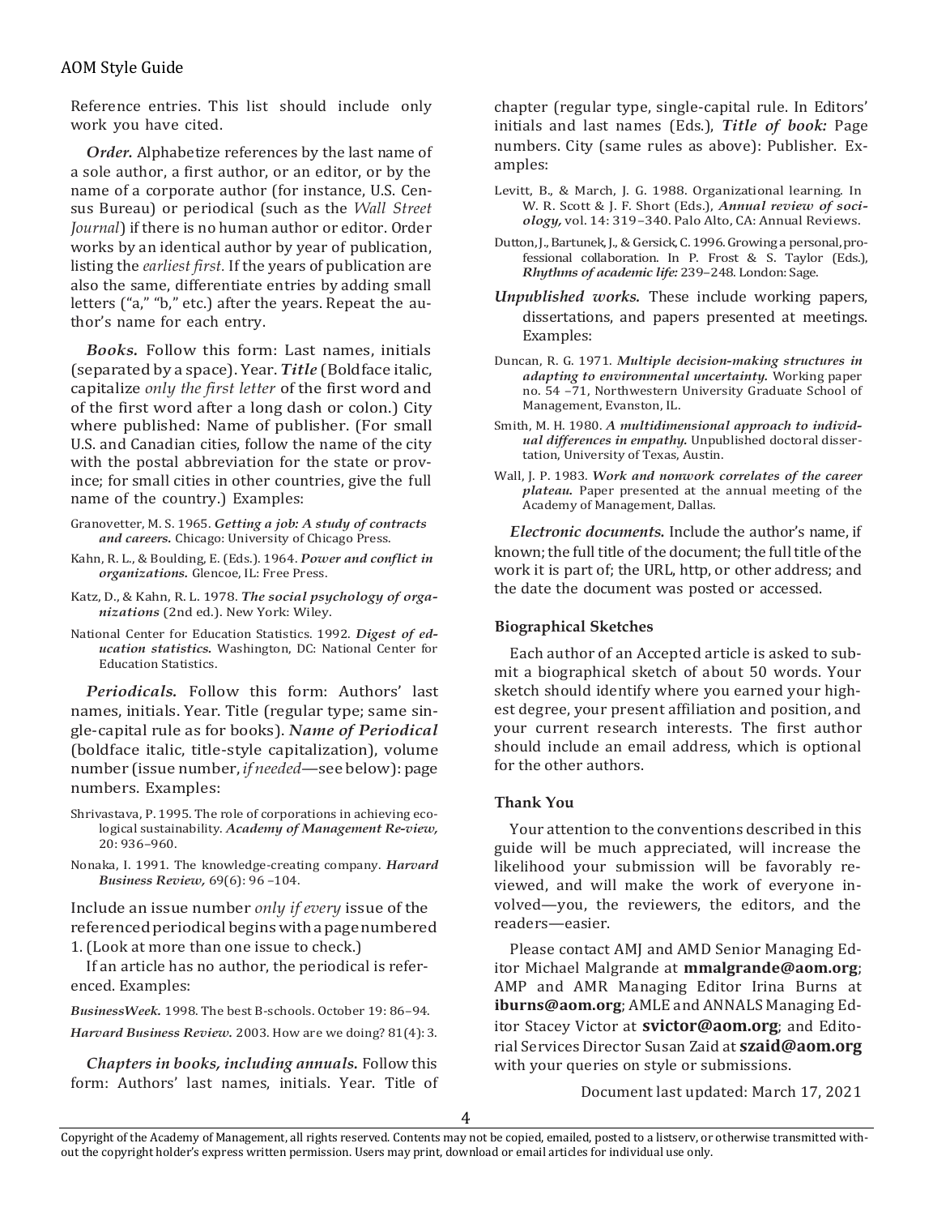Reference entries. This list should include only work you have cited.

***Order.*** Alphabetize references by the last name of a sole author, a first author, or an editor, or by the name of a corporate author (for instance, U.S. Census Bureau) or periodical (such as the *Wall Street Journal*) if there is no human author or editor. Order works by an identical author by year of publication, listing the *earliest first*. If the years of publication are also the same, differentiate entries by adding small letters ("a," "b," etc.) after the years. Repeat the author's name for each entry.

***Books.*** Follow this form: Last names, initials (separated by a space). Year. ***Title*** (Boldface italic, capitalize *only the first letter* of the first word and of the first word after a long dash or colon.) City where published: Name of publisher. (For small U.S. and Canadian cities, follow the name of the city with the postal abbreviation for the state or province; for small cities in other countries, give the full name of the country.) Examples:

Granovetter, M. S. 1965. ***Getting a job: A study of contracts and careers.*** Chicago: University of Chicago Press.

Kahn, R. L., & Boulding, E. (Eds.). 1964. ***Power and conflict in organizations.*** Glencoe, IL: Free Press.

Katz, D., & Kahn, R. L. 1978. ***The social psychology of organizations*** (2nd ed.). New York: Wiley.

National Center for Education Statistics. 1992. ***Digest of education statistics.*** Washington, DC: National Center for Education Statistics.

***Periodicals.*** Follow this form: Authors' last names, initials. Year. Title (regular type; same single-capital rule as for books). ***Name of Periodical*** (boldface italic, title-style capitalization), volume number (issue number, *if needed*—see below): page numbers. Examples:

Shrivastava, P. 1995. The role of corporations in achieving ecological sustainability. ***Academy of Management Review,*** 20: 936–960.

Nonaka, I. 1991. The knowledge-creating company. ***Harvard Business Review,*** 69(6): 96 –104.

Include an issue number *only if every* issue of the referenced periodical begins with a page numbered 1. (Look at more than one issue to check.)

If an article has no author, the periodical is referenced. Examples:

***BusinessWeek.*** 1998. The best B-schools. October 19: 86–94.

***Harvard Business Review.*** 2003. How are we doing? 81(4): 3.

***Chapters in books, including annuals.*** Follow this form: Authors' last names, initials. Year. Title of chapter (regular type, single-capital rule. In Editors' initials and last names (Eds.), ***Title of book:*** Page numbers. City (same rules as above): Publisher. Examples:

Levitt, B., & March, J. G. 1988. Organizational learning. In W. R. Scott & J. F. Short (Eds.), ***Annual review of sociology,*** vol. 14: 319–340. Palo Alto, CA: Annual Reviews.

Dutton, J., Bartunek, J., & Gersick, C. 1996. Growing a personal, professional collaboration. In P. Frost & S. Taylor (Eds.), ***Rhythms of academic life:*** 239–248. London: Sage.

***Unpublished works.*** These include working papers, dissertations, and papers presented at meetings. Examples:

Duncan, R. G. 1971. ***Multiple decision-making structures in adapting to environmental uncertainty.*** Working paper no. 54 –71, Northwestern University Graduate School of Management, Evanston, IL.

Smith, M. H. 1980. ***A multidimensional approach to individual differences in empathy.*** Unpublished doctoral dissertation, University of Texas, Austin.

Wall, J. P. 1983. ***Work and nonwork correlates of the career plateau.*** Paper presented at the annual meeting of the Academy of Management, Dallas.

***Electronic documents.*** Include the author's name, if known; the full title of the document; the full title of the work it is part of; the URL, http, or other address; and the date the document was posted or accessed.

### Biographical Sketches

Each author of an Accepted article is asked to submit a biographical sketch of about 50 words. Your sketch should identify where you earned your highest degree, your present affiliation and position, and your current research interests. The first author should include an email address, which is optional for the other authors.

### Thank You

Your attention to the conventions described in this guide will be much appreciated, will increase the likelihood your submission will be favorably reviewed, and will make the work of everyone involved—you, the reviewers, the editors, and the readers—easier.

Please contact AMJ and AMD Senior Managing Editor Michael Malgrande at **mmalgrande@aom.org**; AMP and AMR Managing Editor Irina Burns at **iburns@aom.org**; AMLE and ANNALS Managing Editor Stacey Victor at **svictor@aom.org**; and Editorial Services Director Susan Zaid at **szaid@aom.org** with your queries on style or submissions.

Document last updated: March 17, 2021